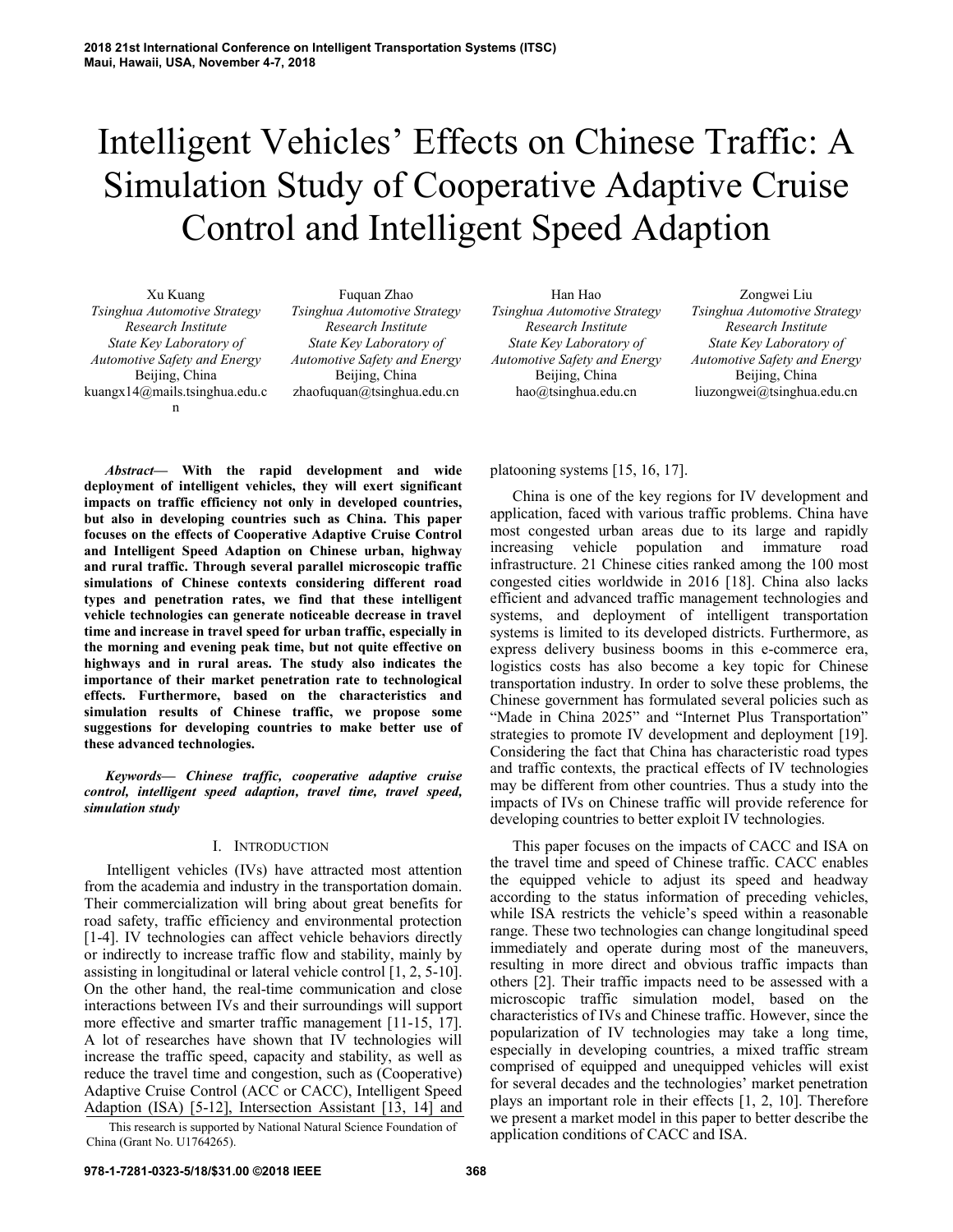# Intelligent Vehicles' Effects on Chinese Traffic: A Simulation Study of Cooperative Adaptive Cruise Control and Intelligent Speed Adaption

Xu Kuang
*Tsinghua Automotive Strategy Research Institute*
*State Key Laboratory of Automotive Safety and Energy*
Beijing, China
kuangx14@mails.tsinghua.edu.cn

Fuquan Zhao
*Tsinghua Automotive Strategy Research Institute*
*State Key Laboratory of Automotive Safety and Energy*
Beijing, China
zhaofuquan@tsinghua.edu.cn

Han Hao
*Tsinghua Automotive Strategy Research Institute*
*State Key Laboratory of Automotive Safety and Energy*
Beijing, China
hao@tsinghua.edu.cn

Zongwei Liu
*Tsinghua Automotive Strategy Research Institute*
*State Key Laboratory of Automotive Safety and Energy*
Beijing, China
liuzongwei@tsinghua.edu.cn

***Abstract*— With the rapid development and wide deployment of intelligent vehicles, they will exert significant impacts on traffic efficiency not only in developed countries, but also in developing countries such as China. This paper focuses on the effects of Cooperative Adaptive Cruise Control and Intelligent Speed Adaption on Chinese urban, highway and rural traffic. Through several parallel microscopic traffic simulations of Chinese contexts considering different road types and penetration rates, we find that these intelligent vehicle technologies can generate noticeable decrease in travel time and increase in travel speed for urban traffic, especially in the morning and evening peak time, but not quite effective on highways and in rural areas. The study also indicates the importance of their market penetration rate to technological effects. Furthermore, based on the characteristics and simulation results of Chinese traffic, we propose some suggestions for developing countries to make better use of these advanced technologies.**

***Keywords*— Chinese traffic, cooperative adaptive cruise control, intelligent speed adaption, travel time, travel speed, simulation study**

## I. Introduction

Intelligent vehicles (IVs) have attracted most attention from the academia and industry in the transportation domain. Their commercialization will bring about great benefits for road safety, traffic efficiency and environmental protection [1-4]. IV technologies can affect vehicle behaviors directly or indirectly to increase traffic flow and stability, mainly by assisting in longitudinal or lateral vehicle control [1, 2, 5-10]. On the other hand, the real-time communication and close interactions between IVs and their surroundings will support more effective and smarter traffic management [11-15, 17]. A lot of researches have shown that IV technologies will increase the traffic speed, capacity and stability, as well as reduce the travel time and congestion, such as (Cooperative) Adaptive Cruise Control (ACC or CACC), Intelligent Speed Adaption (ISA) [5-12], Intersection Assistant [13, 14] and platooning systems [15, 16, 17].

China is one of the key regions for IV development and application, faced with various traffic problems. China have most congested urban areas due to its large and rapidly increasing vehicle population and immature road infrastructure. 21 Chinese cities ranked among the 100 most congested cities worldwide in 2016 [18]. China also lacks efficient and advanced traffic management technologies and systems, and deployment of intelligent transportation systems is limited to its developed districts. Furthermore, as express delivery business booms in this e-commerce era, logistics costs has also become a key topic for Chinese transportation industry. In order to solve these problems, the Chinese government has formulated several policies such as "Made in China 2025" and "Internet Plus Transportation" strategies to promote IV development and deployment [19]. Considering the fact that China has characteristic road types and traffic contexts, the practical effects of IV technologies may be different from other countries. Thus a study into the impacts of IVs on Chinese traffic will provide reference for developing countries to better exploit IV technologies.

This paper focuses on the impacts of CACC and ISA on the travel time and speed of Chinese traffic. CACC enables the equipped vehicle to adjust its speed and headway according to the status information of preceding vehicles, while ISA restricts the vehicle's speed within a reasonable range. These two technologies can change longitudinal speed immediately and operate during most of the maneuvers, resulting in more direct and obvious traffic impacts than others [2]. Their traffic impacts need to be assessed with a microscopic traffic simulation model, based on the characteristics of IVs and Chinese traffic. However, since the popularization of IV technologies may take a long time, especially in developing countries, a mixed traffic stream comprised of equipped and unequipped vehicles will exist for several decades and the technologies' market penetration plays an important role in their effects [1, 2, 10]. Therefore we present a market model in this paper to better describe the application conditions of CACC and ISA.

This research is supported by National Natural Science Foundation of China (Grant No. U1764265).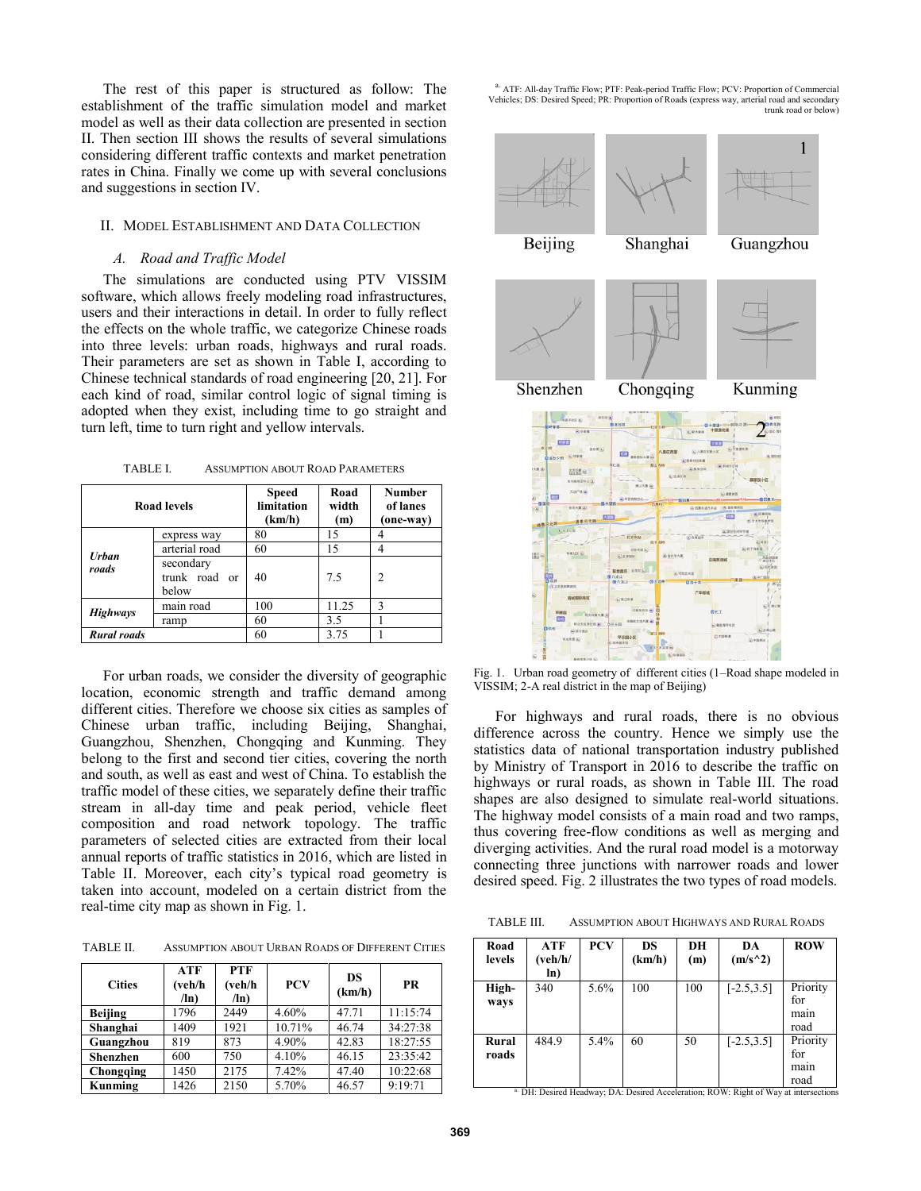The rest of this paper is structured as follow: The establishment of the traffic simulation model and market model as well as their data collection are presented in section II. Then section III shows the results of several simulations considering different traffic contexts and market penetration rates in China. Finally we come up with several conclusions and suggestions in section IV.

## II. Model Establishment and Data Collection

### A. Road and Traffic Model

The simulations are conducted using PTV VISSIM software, which allows freely modeling road infrastructures, users and their interactions in detail. In order to fully reflect the effects on the whole traffic, we categorize Chinese roads into three levels: urban roads, highways and rural roads. Their parameters are set as shown in Table I, according to Chinese technical standards of road engineering [20, 21]. For each kind of road, similar control logic of signal timing is adopted when they exist, including time to go straight and turn left, time to turn right and yellow intervals.

TABLE I. Assumption about Road Parameters

| Road levels | | Speed limitation (km/h) | Road width (m) | Number of lanes (one-way) |
|---|---|---|---|---|
| ***Urban roads*** | express way | 80 | 15 | 4 |
| | arterial road | 60 | 15 | 4 |
| | secondary trunk road or below | 40 | 7.5 | 2 |
| ***Highways*** | main road | 100 | 11.25 | 3 |
| | ramp | 60 | 3.5 | 1 |
| ***Rural roads*** | | 60 | 3.75 | 1 |

For urban roads, we consider the diversity of geographic location, economic strength and traffic demand among different cities. Therefore we choose six cities as samples of Chinese urban traffic, including Beijing, Shanghai, Guangzhou, Shenzhen, Chongqing and Kunming. They belong to the first and second tier cities, covering the north and south, as well as east and west of China. To establish the traffic model of these cities, we separately define their traffic stream in all-day time and peak period, vehicle fleet composition and road network topology. The traffic parameters of selected cities are extracted from their local annual reports of traffic statistics in 2016, which are listed in Table II. Moreover, each city's typical road geometry is taken into account, modeled on a certain district from the real-time city map as shown in Fig. 1.

TABLE II. Assumption about Urban Roads of Different Cities

| Cities | ATF (veh/h /ln) | PTF (veh/h /ln) | PCV | DS (km/h) | PR |
|---|---|---|---|---|---|
| **Beijing** | 1796 | 2449 | 4.60% | 47.71 | 11:15:74 |
| **Shanghai** | 1409 | 1921 | 10.71% | 46.74 | 34:27:38 |
| **Guangzhou** | 819 | 873 | 4.90% | 42.83 | 18:27:55 |
| **Shenzhen** | 600 | 750 | 4.10% | 46.15 | 23:35:42 |
| **Chongqing** | 1450 | 2175 | 7.42% | 47.40 | 10:22:68 |
| **Kunming** | 1426 | 2150 | 5.70% | 46.57 | 9:19:71 |

[a] ATF: All-day Traffic Flow; PTF: Peak-period Traffic Flow; PCV: Proportion of Commercial Vehicles; DS: Desired Speed; PR: Proportion of Roads (express way, arterial road and secondary trunk road or below)

Beijing Shanghai Guangzhou 1

Shenzhen Chongqing Kunming

2

Fig. 1. Urban road geometry of different cities (1–Road shape modeled in VISSIM; 2-A real district in the map of Beijing)

For highways and rural roads, there is no obvious difference across the country. Hence we simply use the statistics data of national transportation industry published by Ministry of Transport in 2016 to describe the traffic on highways or rural roads, as shown in Table III. The road shapes are also designed to simulate real-world situations. The highway model consists of a main road and two ramps, thus covering free-flow conditions as well as merging and diverging activities. And the rural road model is a motorway connecting three junctions with narrower roads and lower desired speed. Fig. 2 illustrates the two types of road models.

TABLE III. Assumption about Highways and Rural Roads

| Road levels | ATF (veh/h/ ln) | PCV | DS (km/h) | DH (m) | DA (m/s^2) | ROW |
|---|---|---|---|---|---|---|
| **High-ways** | 340 | 5.6% | 100 | 100 | [-2.5,3.5] | Priority for main road |
| **Rural roads** | 484.9 | 5.4% | 60 | 50 | [-2.5,3.5] | Priority for main road |

[a] DH: Desired Headway; DA: Desired Acceleration; ROW: Right of Way at intersections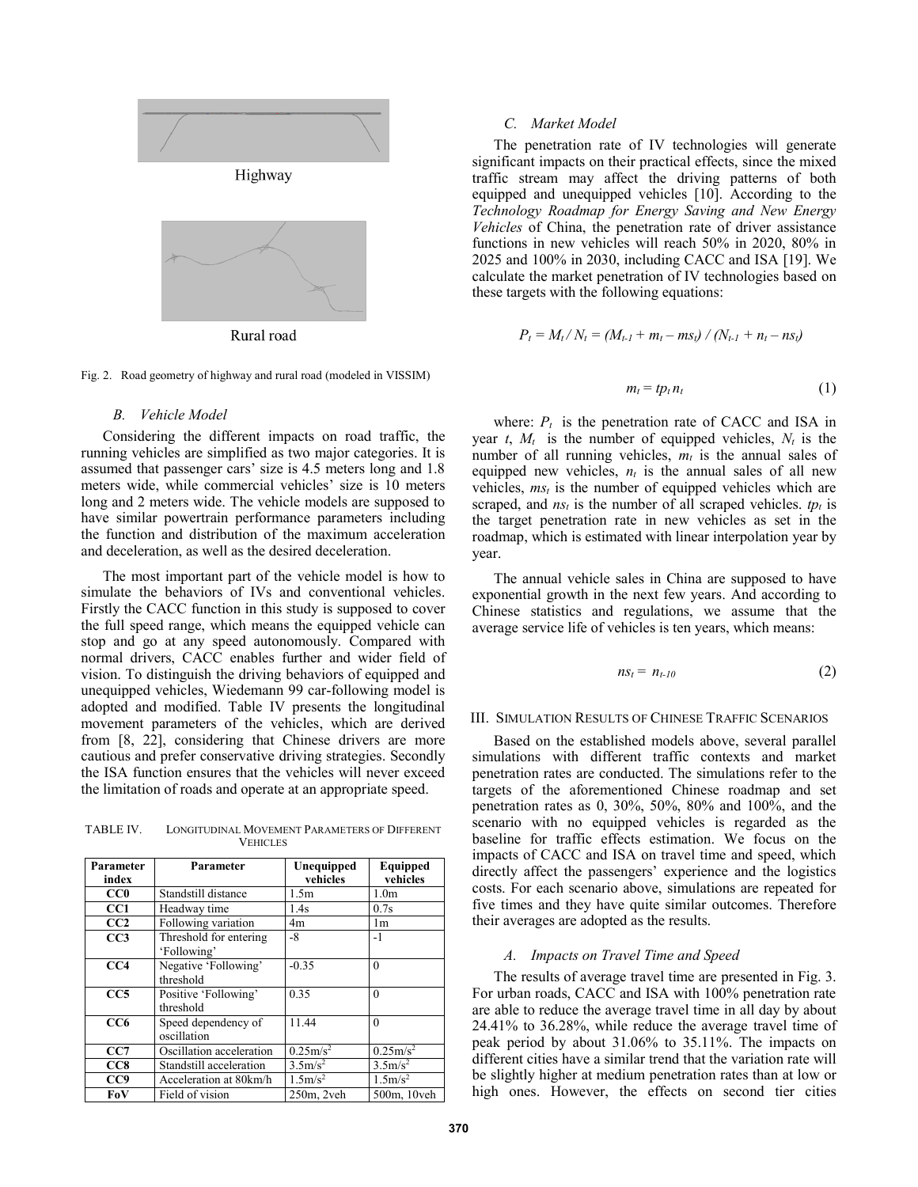Highway

Rural road

Fig. 2. Road geometry of highway and rural road (modeled in VISSIM)

### B. Vehicle Model

Considering the different impacts on road traffic, the running vehicles are simplified as two major categories. It is assumed that passenger cars' size is 4.5 meters long and 1.8 meters wide, while commercial vehicles' size is 10 meters long and 2 meters wide. The vehicle models are supposed to have similar powertrain performance parameters including the function and distribution of the maximum acceleration and deceleration, as well as the desired deceleration.

The most important part of the vehicle model is how to simulate the behaviors of IVs and conventional vehicles. Firstly the CACC function in this study is supposed to cover the full speed range, which means the equipped vehicle can stop and go at any speed autonomously. Compared with normal drivers, CACC enables further and wider field of vision. To distinguish the driving behaviors of equipped and unequipped vehicles, Wiedemann 99 car-following model is adopted and modified. Table IV presents the longitudinal movement parameters of the vehicles, which are derived from [8, 22], considering that Chinese drivers are more cautious and prefer conservative driving strategies. Secondly the ISA function ensures that the vehicles will never exceed the limitation of roads and operate at an appropriate speed.

TABLE IV. LONGITUDINAL MOVEMENT PARAMETERS OF DIFFERENT VEHICLES

| Parameter index | Parameter | Unequipped vehicles | Equipped vehicles |
|---|---|---|---|
| **CC0** | Standstill distance | 1.5m | 1.0m |
| **CC1** | Headway time | 1.4s | 0.7s |
| **CC2** | Following variation | 4m | 1m |
| **CC3** | Threshold for entering 'Following' | -8 | -1 |
| **CC4** | Negative 'Following' threshold | -0.35 | 0 |
| **CC5** | Positive 'Following' threshold | 0.35 | 0 |
| **CC6** | Speed dependency of oscillation | 11.44 | 0 |
| **CC7** | Oscillation acceleration | 0.25m/s$^2$ | 0.25m/s$^2$ |
| **CC8** | Standstill acceleration | 3.5m/s$^2$ | 3.5m/s$^2$ |
| **CC9** | Acceleration at 80km/h | 1.5m/s$^2$ | 1.5m/s$^2$ |
| **FoV** | Field of vision | 250m, 2veh | 500m, 10veh |

### C. Market Model

The penetration rate of IV technologies will generate significant impacts on their practical effects, since the mixed traffic stream may affect the driving patterns of both equipped and unequipped vehicles [10]. According to the *Technology Roadmap for Energy Saving and New Energy Vehicles* of China, the penetration rate of driver assistance functions in new vehicles will reach 50% in 2020, 80% in 2025 and 100% in 2030, including CACC and ISA [19]. We calculate the market penetration of IV technologies based on these targets with the following equations:

$$P_t = M_t / N_t = (M_{t-1} + m_t - ms_t) / (N_{t-1} + n_t - ns_t)$$

$$m_t = tp_t n_t \tag{1}$$

where: $P_t$ is the penetration rate of CACC and ISA in year $t$, $M_t$ is the number of equipped vehicles, $N_t$ is the number of all running vehicles, $m_t$ is the annual sales of equipped new vehicles, $n_t$ is the annual sales of all new vehicles, $ms_t$ is the number of equipped vehicles which are scraped, and $ns_t$ is the number of all scraped vehicles. $tp_t$ is the target penetration rate in new vehicles as set in the roadmap, which is estimated with linear interpolation year by year.

The annual vehicle sales in China are supposed to have exponential growth in the next few years. And according to Chinese statistics and regulations, we assume that the average service life of vehicles is ten years, which means:

$$ns_t = n_{t-10} \tag{2}$$

## III. SIMULATION RESULTS OF CHINESE TRAFFIC SCENARIOS

Based on the established models above, several parallel simulations with different traffic contexts and market penetration rates are conducted. The simulations refer to the targets of the aforementioned Chinese roadmap and set penetration rates as 0, 30%, 50%, 80% and 100%, and the scenario with no equipped vehicles is regarded as the baseline for traffic effects estimation. We focus on the impacts of CACC and ISA on travel time and speed, which directly affect the passengers' experience and the logistics costs. For each scenario above, simulations are repeated for five times and they have quite similar outcomes. Therefore their averages are adopted as the results.

### A. Impacts on Travel Time and Speed

The results of average travel time are presented in Fig. 3. For urban roads, CACC and ISA with 100% penetration rate are able to reduce the average travel time in all day by about 24.41% to 36.28%, while reduce the average travel time of peak period by about 31.06% to 35.11%. The impacts on different cities have a similar trend that the variation rate will be slightly higher at medium penetration rates than at low or high ones. However, the effects on second tier cities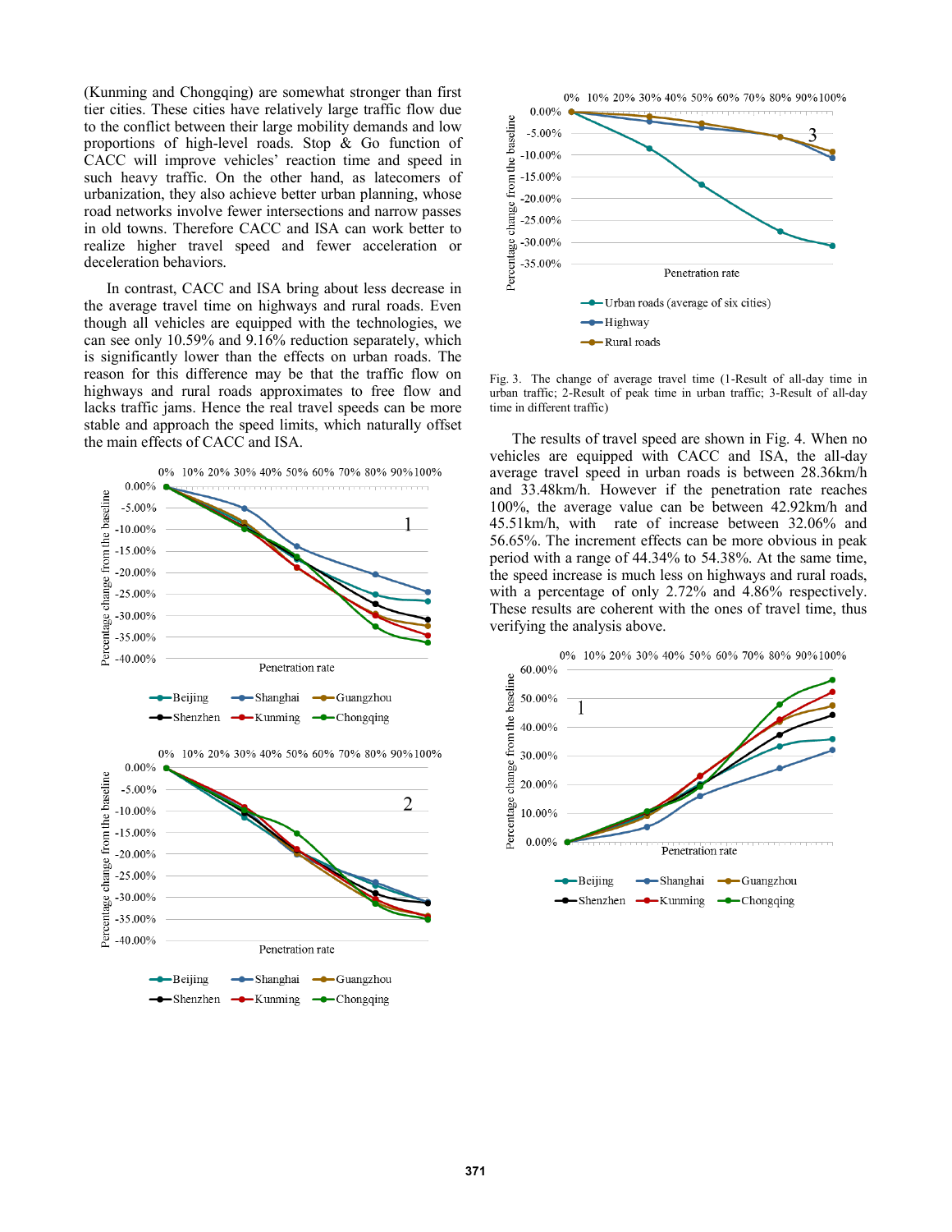(Kunming and Chongqing) are somewhat stronger than first tier cities. These cities have relatively large traffic flow due to the conflict between their large mobility demands and low proportions of high-level roads. Stop & Go function of CACC will improve vehicles' reaction time and speed in such heavy traffic. On the other hand, as latecomers of urbanization, they also achieve better urban planning, whose road networks involve fewer intersections and narrow passes in old towns. Therefore CACC and ISA can work better to realize higher travel speed and fewer acceleration or deceleration behaviors.

In contrast, CACC and ISA bring about less decrease in the average travel time on highways and rural roads. Even though all vehicles are equipped with the technologies, we can see only 10.59% and 9.16% reduction separately, which is significantly lower than the effects on urban roads. The reason for this difference may be that the traffic flow on highways and rural roads approximates to free flow and lacks traffic jams. Hence the real travel speeds can be more stable and approach the speed limits, which naturally offset the main effects of CACC and ISA.

0% 10% 20% 30% 40% 50% 60% 70% 80% 90% 100%
0.00%
-5.00%
-10.00%
-15.00%
-20.00%
-25.00%
-30.00%
-35.00%
-40.00%
Percentage change from the baseline
Penetration rate
1
Beijing, Shanghai, Guangzhou, Shenzhen, Kunming, Chongqing

0% 10% 20% 30% 40% 50% 60% 70% 80% 90% 100%
0.00%
-5.00%
-10.00%
-15.00%
-20.00%
-25.00%
-30.00%
-35.00%
-40.00%
Percentage change from the baseline
Penetration rate
2
Beijing, Shanghai, Guangzhou, Shenzhen, Kunming, Chongqing

0% 10% 20% 30% 40% 50% 60% 70% 80% 90% 100%
0.00%
-5.00%
-10.00%
-15.00%
-20.00%
-25.00%
-30.00%
-35.00%
Percentage change from the baseline
Penetration rate
3
Urban roads (average of six cities)
Highway
Rural roads

Fig. 3. The change of average travel time (1-Result of all-day time in urban traffic; 2-Result of peak time in urban traffic; 3-Result of all-day time in different traffic)

The results of travel speed are shown in Fig. 4. When no vehicles are equipped with CACC and ISA, the all-day average travel speed in urban roads is between 28.36km/h and 33.48km/h. However if the penetration rate reaches 100%, the average value can be between 42.92km/h and 45.51km/h, with rate of increase between 32.06% and 56.65%. The increment effects can be more obvious in peak period with a range of 44.34% to 54.38%. At the same time, the speed increase is much less on highways and rural roads, with a percentage of only 2.72% and 4.86% respectively. These results are coherent with the ones of travel time, thus verifying the analysis above.

0% 10% 20% 30% 40% 50% 60% 70% 80% 90% 100%
60.00%
50.00%
40.00%
30.00%
20.00%
10.00%
0.00%
Percentage change from the baseline
Penetration rate
1
Beijing, Shanghai, Guangzhou, Shenzhen, Kunming, Chongqing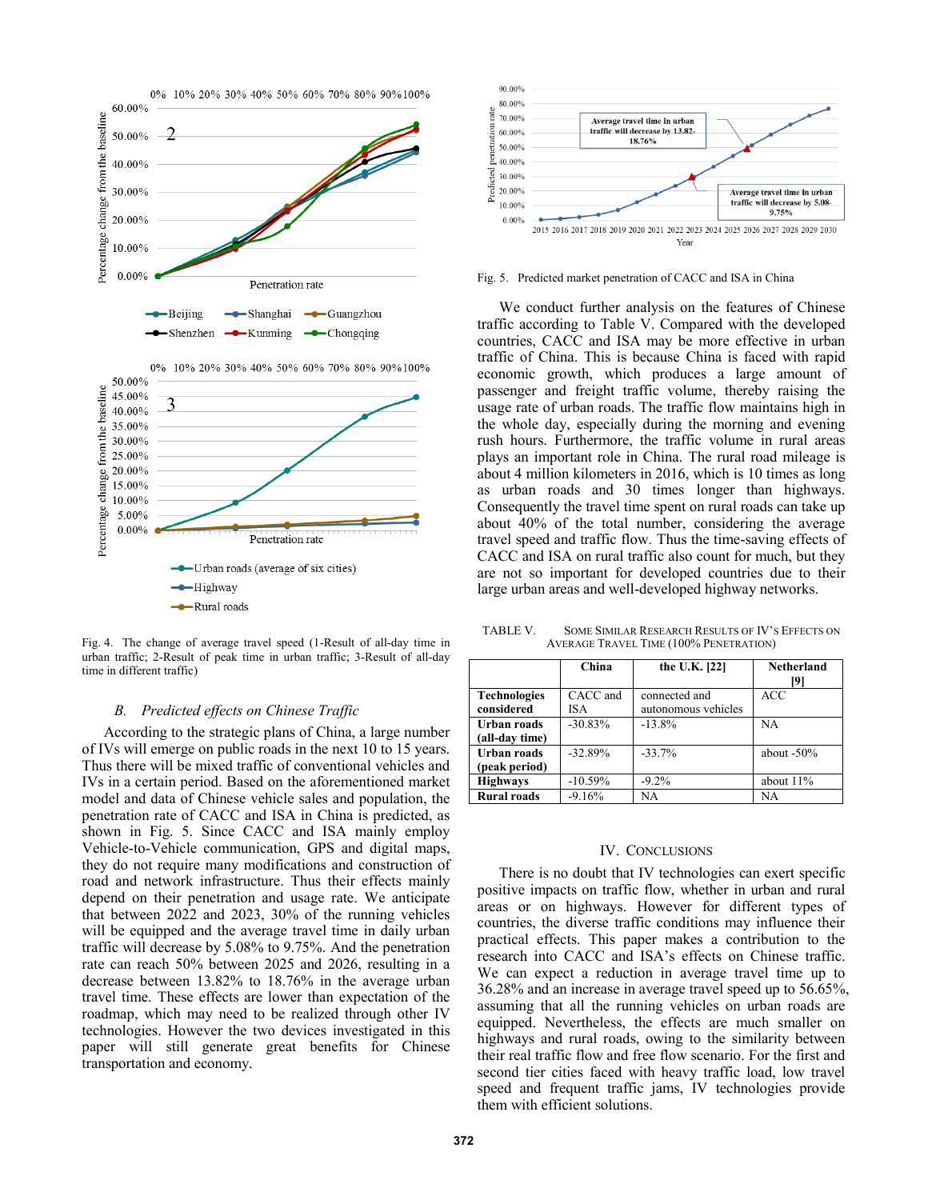0% 10% 20% 30% 40% 50% 60% 70% 80% 90% 100%

60.00%
50.00%
40.00%
30.00%
20.00%
10.00%
0.00%

2

Percentage change from the baseline

Penetration rate

Beijing, Shanghai, Guangzhou, Shenzhen, Kunming, Chongqing

0% 10% 20% 30% 40% 50% 60% 70% 80% 90% 100%

50.00%
45.00%
40.00%
35.00%
30.00%
25.00%
20.00%
15.00%
10.00%
5.00%
0.00%

3

Percentage change from the baseline

Penetration rate

Urban roads (average of six cities)
Highway
Rural roads

Fig. 4. The change of average travel speed (1-Result of all-day time in urban traffic; 2-Result of peak time in urban traffic; 3-Result of all-day time in different traffic)

### *B. Predicted effects on Chinese Traffic*

According to the strategic plans of China, a large number of IVs will emerge on public roads in the next 10 to 15 years. Thus there will be mixed traffic of conventional vehicles and IVs in a certain period. Based on the aforementioned market model and data of Chinese vehicle sales and population, the penetration rate of CACC and ISA in China is predicted, as shown in Fig. 5. Since CACC and ISA mainly employ Vehicle-to-Vehicle communication, GPS and digital maps, they do not require many modifications and construction of road and network infrastructure. Thus their effects mainly depend on their penetration and usage rate. We anticipate that between 2022 and 2023, 30% of the running vehicles will be equipped and the average travel time in daily urban traffic will decrease by 5.08% to 9.75%. And the penetration rate can reach 50% between 2025 and 2026, resulting in a decrease between 13.82% to 18.76% in the average urban travel time. These effects are lower than expectation of the roadmap, which may need to be realized through other IV technologies. However the two devices investigated in this paper will still generate great benefits for Chinese transportation and economy.

90.00%
80.00%
70.00%
60.00%
50.00%
40.00%
30.00%
20.00%
10.00%
0.00%

Predicted penetration rate

Average travel time in urban traffic will decrease by 13.82-18.76%

Average travel time in urban traffic will decrease by 5.08-9.75%

2015 2016 2017 2018 2019 2020 2021 2022 2023 2024 2025 2026 2027 2028 2029 2030

Year

Fig. 5. Predicted market penetration of CACC and ISA in China

We conduct further analysis on the features of Chinese traffic according to Table V. Compared with the developed countries, CACC and ISA may be more effective in urban traffic of China. This is because China is faced with rapid economic growth, which produces a large amount of passenger and freight traffic volume, thereby raising the usage rate of urban roads. The traffic flow maintains high in the whole day, especially during the morning and evening rush hours. Furthermore, the traffic volume in rural areas plays an important role in China. The rural road mileage is about 4 million kilometers in 2016, which is 10 times as long as urban roads and 30 times longer than highways. Consequently the travel time spent on rural roads can take up about 40% of the total number, considering the average travel speed and traffic flow. Thus the time-saving effects of CACC and ISA on rural traffic also count for much, but they are not so important for developed countries due to their large urban areas and well-developed highway networks.

TABLE V. SOME SIMILAR RESEARCH RESULTS OF IV'S EFFECTS ON AVERAGE TRAVEL TIME (100% PENETRATION)

| | China | the U.K. [22] | Netherland [9] |
|---|---|---|---|
| **Technologies considered** | CACC and ISA | connected and autonomous vehicles | ACC |
| **Urban roads (all-day time)** | -30.83% | -13.8% | NA |
| **Urban roads (peak period)** | -32.89% | -33.7% | about -50% |
| **Highways** | -10.59% | -9.2% | about 11% |
| **Rural roads** | -9.16% | NA | NA |

## IV. CONCLUSIONS

There is no doubt that IV technologies can exert specific positive impacts on traffic flow, whether in urban and rural areas or on highways. However for different types of countries, the diverse traffic conditions may influence their practical effects. This paper makes a contribution to the research into CACC and ISA's effects on Chinese traffic. We can expect a reduction in average travel time up to 36.28% and an increase in average travel speed up to 56.65%, assuming that all the running vehicles on urban roads are equipped. Nevertheless, the effects are much smaller on highways and rural roads, owing to the similarity between their real traffic flow and free flow scenario. For the first and second tier cities faced with heavy traffic load, low travel speed and frequent traffic jams, IV technologies provide them with efficient solutions.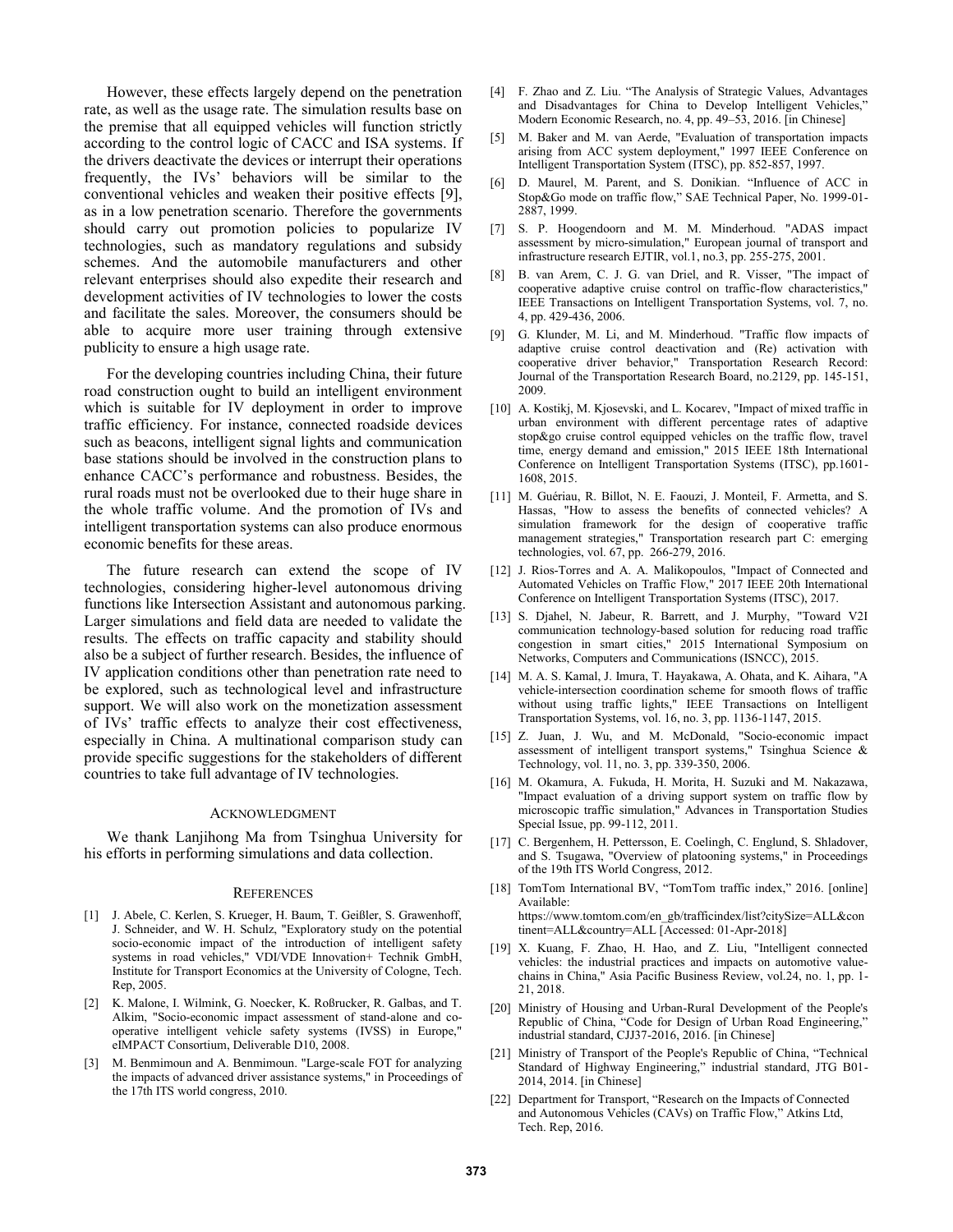However, these effects largely depend on the penetration rate, as well as the usage rate. The simulation results base on the premise that all equipped vehicles will function strictly according to the control logic of CACC and ISA systems. If the drivers deactivate the devices or interrupt their operations frequently, the IVs' behaviors will be similar to the conventional vehicles and weaken their positive effects [9], as in a low penetration scenario. Therefore the governments should carry out promotion policies to popularize IV technologies, such as mandatory regulations and subsidy schemes. And the automobile manufacturers and other relevant enterprises should also expedite their research and development activities of IV technologies to lower the costs and facilitate the sales. Moreover, the consumers should be able to acquire more user training through extensive publicity to ensure a high usage rate.

For the developing countries including China, their future road construction ought to build an intelligent environment which is suitable for IV deployment in order to improve traffic efficiency. For instance, connected roadside devices such as beacons, intelligent signal lights and communication base stations should be involved in the construction plans to enhance CACC's performance and robustness. Besides, the rural roads must not be overlooked due to their huge share in the whole traffic volume. And the promotion of IVs and intelligent transportation systems can also produce enormous economic benefits for these areas.

The future research can extend the scope of IV technologies, considering higher-level autonomous driving functions like Intersection Assistant and autonomous parking. Larger simulations and field data are needed to validate the results. The effects on traffic capacity and stability should also be a subject of further research. Besides, the influence of IV application conditions other than penetration rate need to be explored, such as technological level and infrastructure support. We will also work on the monetization assessment of IVs' traffic effects to analyze their cost effectiveness, especially in China. A multinational comparison study can provide specific suggestions for the stakeholders of different countries to take full advantage of IV technologies.

## Acknowledgment

We thank Lanjihong Ma from Tsinghua University for his efforts in performing simulations and data collection.

## References

[1] J. Abele, C. Kerlen, S. Krueger, H. Baum, T. Geißler, S. Grawenhoff, J. Schneider, and W. H. Schulz, "Exploratory study on the potential socio-economic impact of the introduction of intelligent safety systems in road vehicles," VDI/VDE Innovation+ Technik GmbH, Institute for Transport Economics at the University of Cologne, Tech. Rep, 2005.

[2] K. Malone, I. Wilmink, G. Noecker, K. Roßrucker, R. Galbas, and T. Alkim, "Socio-economic impact assessment of stand-alone and co-operative intelligent vehicle safety systems (IVSS) in Europe," eIMPACT Consortium, Deliverable D10, 2008.

[3] M. Benmimoun and A. Benmimoun. "Large-scale FOT for analyzing the impacts of advanced driver assistance systems," in Proceedings of the 17th ITS world congress, 2010.

[4] F. Zhao and Z. Liu. "The Analysis of Strategic Values, Advantages and Disadvantages for China to Develop Intelligent Vehicles," Modern Economic Research, no. 4, pp. 49–53, 2016. [in Chinese]

[5] M. Baker and M. van Aerde, "Evaluation of transportation impacts arising from ACC system deployment," 1997 IEEE Conference on Intelligent Transportation System (ITSC), pp. 852-857, 1997.

[6] D. Maurel, M. Parent, and S. Donikian. "Influence of ACC in Stop&Go mode on traffic flow," SAE Technical Paper, No. 1999-01-2887, 1999.

[7] S. P. Hoogendoorn and M. M. Minderhoud. "ADAS impact assessment by micro-simulation," European journal of transport and infrastructure research EJTIR, vol.1, no.3, pp. 255-275, 2001.

[8] B. van Arem, C. J. G. van Driel, and R. Visser, "The impact of cooperative adaptive cruise control on traffic-flow characteristics," IEEE Transactions on Intelligent Transportation Systems, vol. 7, no. 4, pp. 429-436, 2006.

[9] G. Klunder, M. Li, and M. Minderhoud. "Traffic flow impacts of adaptive cruise control deactivation and (Re) activation with cooperative driver behavior," Transportation Research Record: Journal of the Transportation Research Board, no.2129, pp. 145-151, 2009.

[10] A. Kostikj, M. Kjosevski, and L. Kocarev, "Impact of mixed traffic in urban environment with different percentage rates of adaptive stop&go cruise control equipped vehicles on the traffic flow, travel time, energy demand and emission," 2015 IEEE 18th International Conference on Intelligent Transportation Systems (ITSC), pp.1601-1608, 2015.

[11] M. Guériau, R. Billot, N. E. Faouzi, J. Monteil, F. Armetta, and S. Hassas, "How to assess the benefits of connected vehicles? A simulation framework for the design of cooperative traffic management strategies," Transportation research part C: emerging technologies, vol. 67, pp. 266-279, 2016.

[12] J. Rios-Torres and A. A. Malikopoulos, "Impact of Connected and Automated Vehicles on Traffic Flow," 2017 IEEE 20th International Conference on Intelligent Transportation Systems (ITSC), 2017.

[13] S. Djahel, N. Jabeur, R. Barrett, and J. Murphy, "Toward V2I communication technology-based solution for reducing road traffic congestion in smart cities," 2015 International Symposium on Networks, Computers and Communications (ISNCC), 2015.

[14] M. A. S. Kamal, J. Imura, T. Hayakawa, A. Ohata, and K. Aihara, "A vehicle-intersection coordination scheme for smooth flows of traffic without using traffic lights," IEEE Transactions on Intelligent Transportation Systems, vol. 16, no. 3, pp. 1136-1147, 2015.

[15] Z. Juan, J. Wu, and M. McDonald, "Socio-economic impact assessment of intelligent transport systems," Tsinghua Science & Technology, vol. 11, no. 3, pp. 339-350, 2006.

[16] M. Okamura, A. Fukuda, H. Morita, H. Suzuki and M. Nakazawa, "Impact evaluation of a driving support system on traffic flow by microscopic traffic simulation," Advances in Transportation Studies Special Issue, pp. 99-112, 2011.

[17] C. Bergenhem, H. Pettersson, E. Coelingh, C. Englund, S. Shladover, and S. Tsugawa, "Overview of platooning systems," in Proceedings of the 19th ITS World Congress, 2012.

[18] TomTom International BV, "TomTom traffic index," 2016. [online] Available: https://www.tomtom.com/en_gb/trafficindex/list?citySize=ALL&continent=ALL&country=ALL [Accessed: 01-Apr-2018]

[19] X. Kuang, F. Zhao, H. Hao, and Z. Liu, "Intelligent connected vehicles: the industrial practices and impacts on automotive value-chains in China," Asia Pacific Business Review, vol.24, no. 1, pp. 1-21, 2018.

[20] Ministry of Housing and Urban-Rural Development of the People's Republic of China, "Code for Design of Urban Road Engineering," industrial standard, CJJ37-2016, 2016. [in Chinese]

[21] Ministry of Transport of the People's Republic of China, "Technical Standard of Highway Engineering," industrial standard, JTG B01-2014, 2014. [in Chinese]

[22] Department for Transport, "Research on the Impacts of Connected and Autonomous Vehicles (CAVs) on Traffic Flow," Atkins Ltd, Tech. Rep, 2016.